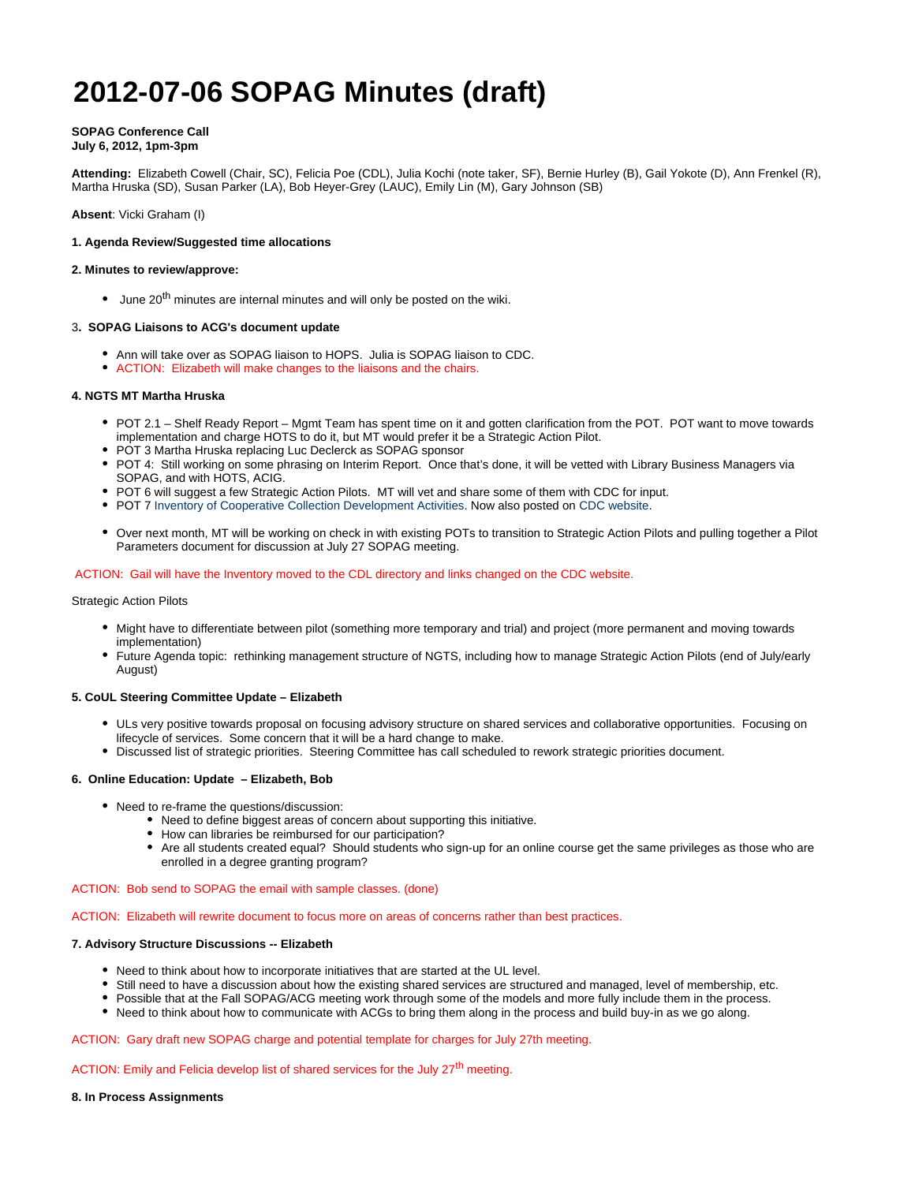# 2012-07-06 SOPAG Minutes (draft)

**SOPAG Conference Call**
**July 6, 2012, 1pm-3pm**

**Attending:** Elizabeth Cowell (Chair, SC), Felicia Poe (CDL), Julia Kochi (note taker, SF), Bernie Hurley (B), Gail Yokote (D), Ann Frenkel (R), Martha Hruska (SD), Susan Parker (LA), Bob Heyer-Grey (LAUC), Emily Lin (M), Gary Johnson (SB)

**Absent**: Vicki Graham (I)

**1. Agenda Review/Suggested time allocations**

**2. Minutes to review/approve:**

- June 20th minutes are internal minutes and will only be posted on the wiki.

**3. SOPAG Liaisons to ACG's document update**

- Ann will take over as SOPAG liaison to HOPS. Julia is SOPAG liaison to CDC.
- ACTION: Elizabeth will make changes to the liaisons and the chairs.

**4. NGTS MT Martha Hruska**

- POT 2.1 – Shelf Ready Report – Mgmt Team has spent time on it and gotten clarification from the POT. POT want to move towards implementation and charge HOTS to do it, but MT would prefer it be a Strategic Action Pilot.
- POT 3 Martha Hruska replacing Luc Declerck as SOPAG sponsor
- POT 4: Still working on some phrasing on Interim Report. Once that's done, it will be vetted with Library Business Managers via SOPAG, and with HOTS, ACIG.
- POT 6 will suggest a few Strategic Action Pilots. MT will vet and share some of them with CDC for input.
- POT 7 Inventory of Cooperative Collection Development Activities. Now also posted on CDC website.
- Over next month, MT will be working on check in with existing POTs to transition to Strategic Action Pilots and pulling together a Pilot Parameters document for discussion at July 27 SOPAG meeting.

ACTION: Gail will have the Inventory moved to the CDL directory and links changed on the CDC website.

Strategic Action Pilots

- Might have to differentiate between pilot (something more temporary and trial) and project (more permanent and moving towards implementation)
- Future Agenda topic: rethinking management structure of NGTS, including how to manage Strategic Action Pilots (end of July/early August)

**5. CoUL Steering Committee Update – Elizabeth**

- ULs very positive towards proposal on focusing advisory structure on shared services and collaborative opportunities. Focusing on lifecycle of services. Some concern that it will be a hard change to make.
- Discussed list of strategic priorities. Steering Committee has call scheduled to rework strategic priorities document.

**6. Online Education: Update – Elizabeth, Bob**

- Need to re-frame the questions/discussion:
  - Need to define biggest areas of concern about supporting this initiative.
  - How can libraries be reimbursed for our participation?
  - Are all students created equal? Should students who sign-up for an online course get the same privileges as those who are enrolled in a degree granting program?

ACTION: Bob send to SOPAG the email with sample classes. (done)

ACTION: Elizabeth will rewrite document to focus more on areas of concerns rather than best practices.

**7. Advisory Structure Discussions -- Elizabeth**

- Need to think about how to incorporate initiatives that are started at the UL level.
- Still need to have a discussion about how the existing shared services are structured and managed, level of membership, etc.
- Possible that at the Fall SOPAG/ACG meeting work through some of the models and more fully include them in the process.
- Need to think about how to communicate with ACGs to bring them along in the process and build buy-in as we go along.

ACTION: Gary draft new SOPAG charge and potential template for charges for July 27th meeting.

ACTION: Emily and Felicia develop list of shared services for the July 27th meeting.

**8. In Process Assignments**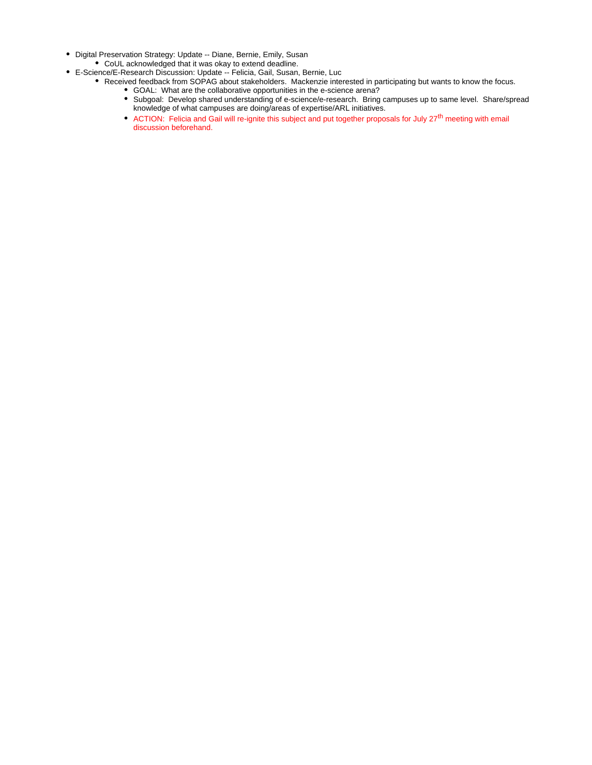- Digital Preservation Strategy: Update -- Diane, Bernie, Emily, Susan
  - CoUL acknowledged that it was okay to extend deadline.
- E-Science/E-Research Discussion: Update -- Felicia, Gail, Susan, Bernie, Luc
  - Received feedback from SOPAG about stakeholders. Mackenzie interested in participating but wants to know the focus.
    - GOAL: What are the collaborative opportunities in the e-science arena?
    - Subgoal: Develop shared understanding of e-science/e-research. Bring campuses up to same level. Share/spread knowledge of what campuses are doing/areas of expertise/ARL initiatives.
    - ACTION: Felicia and Gail will re-ignite this subject and put together proposals for July 27th meeting with email discussion beforehand.